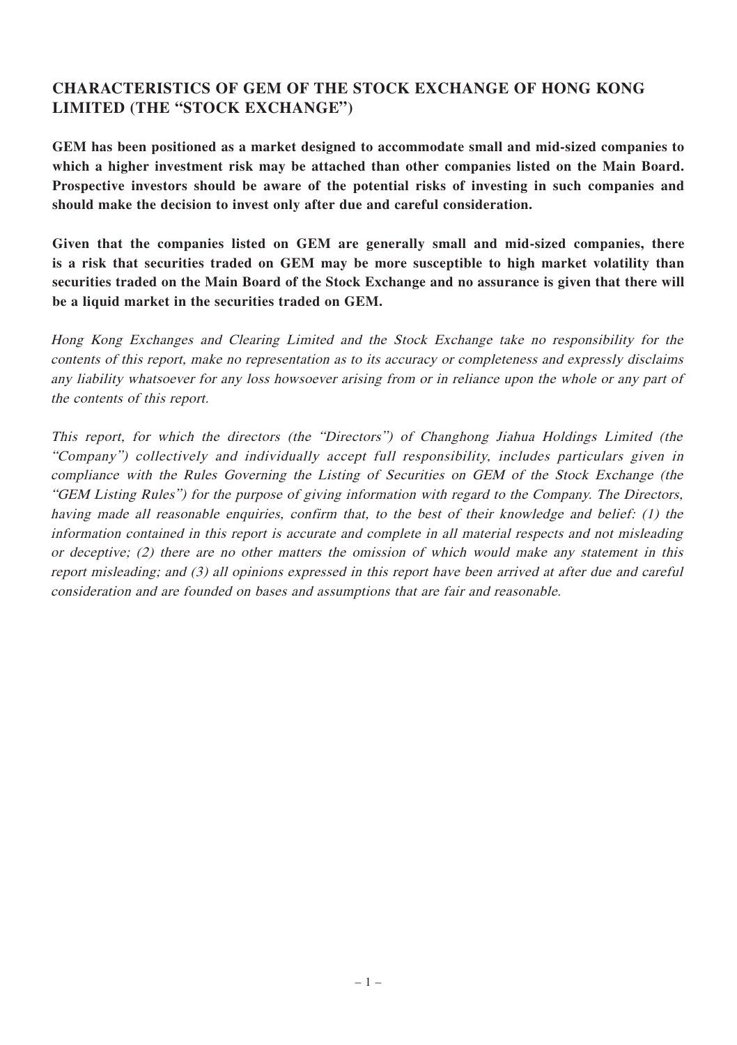## CHARACTERISTICS OF GEM OF THE STOCK EXCHANGE OF HONG KONG LIMITED (THE "STOCK EXCHANGE")

**GEM has been positioned as a market designed to accommodate small and mid-sized companies to which a higher investment risk may be attached than other companies listed on the Main Board. Prospective investors should be aware of the potential risks of investing in such companies and should make the decision to invest only after due and careful consideration.**

**Given that the companies listed on GEM are generally small and mid-sized companies, there is a risk that securities traded on GEM may be more susceptible to high market volatility than securities traded on the Main Board of the Stock Exchange and no assurance is given that there will be a liquid market in the securities traded on GEM.**

*Hong Kong Exchanges and Clearing Limited and the Stock Exchange take no responsibility for the contents of this report, make no representation as to its accuracy or completeness and expressly disclaims any liability whatsoever for any loss howsoever arising from or in reliance upon the whole or any part of the contents of this report.*

*This report, for which the directors (the "Directors") of Changhong Jiahua Holdings Limited (the "Company") collectively and individually accept full responsibility, includes particulars given in compliance with the Rules Governing the Listing of Securities on GEM of the Stock Exchange (the "GEM Listing Rules") for the purpose of giving information with regard to the Company. The Directors, having made all reasonable enquiries, confirm that, to the best of their knowledge and belief: (1) the information contained in this report is accurate and complete in all material respects and not misleading or deceptive; (2) there are no other matters the omission of which would make any statement in this report misleading; and (3) all opinions expressed in this report have been arrived at after due and careful consideration and are founded on bases and assumptions that are fair and reasonable.*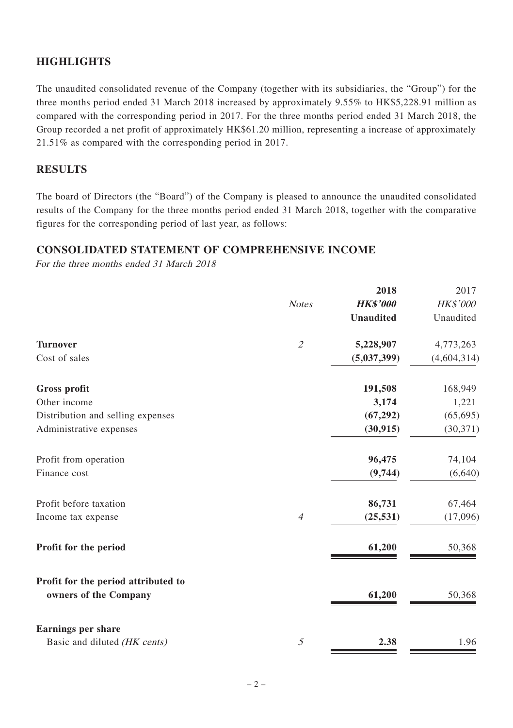## HIGHLIGHTS

The unaudited consolidated revenue of the Company (together with its subsidiaries, the "Group") for the three months period ended 31 March 2018 increased by approximately 9.55% to HK$5,228.91 million as compared with the corresponding period in 2017. For the three months period ended 31 March 2018, the Group recorded a net profit of approximately HK$61.20 million, representing a increase of approximately 21.51% as compared with the corresponding period in 2017.

## RESULTS

The board of Directors (the "Board") of the Company is pleased to announce the unaudited consolidated results of the Company for the three months period ended 31 March 2018, together with the comparative figures for the corresponding period of last year, as follows:

## CONSOLIDATED STATEMENT OF COMPREHENSIVE INCOME

*For the three months ended 31 March 2018*

| | *Notes* | **2018** | 2017 |
|---|---|---|---|
| | | ***HK$'000*** | *HK$'000* |
| | | **Unaudited** | Unaudited |
| **Turnover** | *2* | **5,228,907** | 4,773,263 |
| Cost of sales | | **(5,037,399)** | (4,604,314) |
| **Gross profit** | | **191,508** | 168,949 |
| Other income | | **3,174** | 1,221 |
| Distribution and selling expenses | | **(67,292)** | (65,695) |
| Administrative expenses | | **(30,915)** | (30,371) |
| Profit from operation | | **96,475** | 74,104 |
| Finance cost | | **(9,744)** | (6,640) |
| Profit before taxation | | **86,731** | 67,464 |
| Income tax expense | *4* | **(25,531)** | (17,096) |
| **Profit for the period** | | **61,200** | 50,368 |
| **Profit for the period attributed to owners of the Company** | | **61,200** | 50,368 |
| **Earnings per share** | | | |
| Basic and diluted *(HK cents)* | *5* | **2.38** | 1.96 |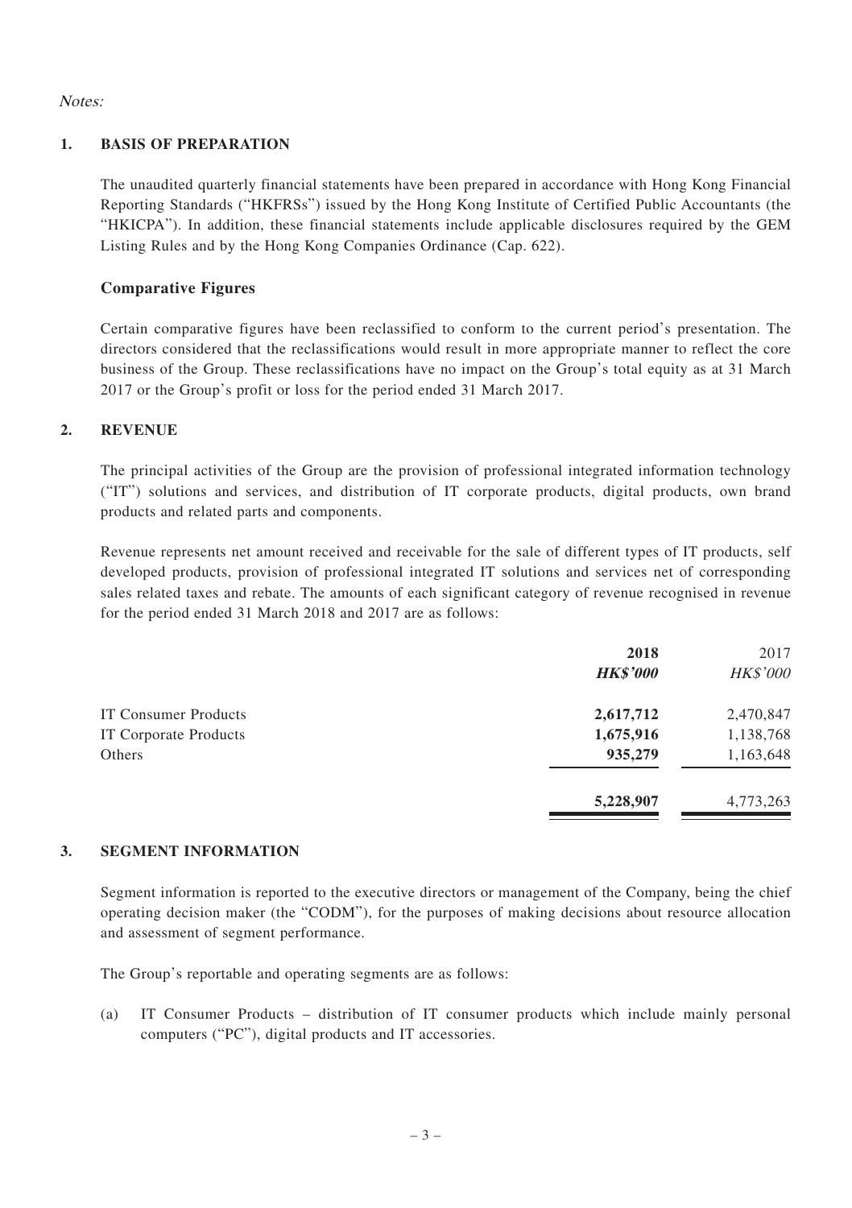*Notes:*

## 1. BASIS OF PREPARATION

The unaudited quarterly financial statements have been prepared in accordance with Hong Kong Financial Reporting Standards ("HKFRSs") issued by the Hong Kong Institute of Certified Public Accountants (the "HKICPA"). In addition, these financial statements include applicable disclosures required by the GEM Listing Rules and by the Hong Kong Companies Ordinance (Cap. 622).

### Comparative Figures

Certain comparative figures have been reclassified to conform to the current period's presentation. The directors considered that the reclassifications would result in more appropriate manner to reflect the core business of the Group. These reclassifications have no impact on the Group's total equity as at 31 March 2017 or the Group's profit or loss for the period ended 31 March 2017.

## 2. REVENUE

The principal activities of the Group are the provision of professional integrated information technology ("IT") solutions and services, and distribution of IT corporate products, digital products, own brand products and related parts and components.

Revenue represents net amount received and receivable for the sale of different types of IT products, self developed products, provision of professional integrated IT solutions and services net of corresponding sales related taxes and rebate. The amounts of each significant category of revenue recognised in revenue for the period ended 31 March 2018 and 2017 are as follows:

| | **2018** | 2017 |
|---|---|---|
| | ***HK$'000*** | *HK$'000* |
| IT Consumer Products | **2,617,712** | 2,470,847 |
| IT Corporate Products | **1,675,916** | 1,138,768 |
| Others | **935,279** | 1,163,648 |
| | **5,228,907** | 4,773,263 |

## 3. SEGMENT INFORMATION

Segment information is reported to the executive directors or management of the Company, being the chief operating decision maker (the "CODM"), for the purposes of making decisions about resource allocation and assessment of segment performance.

The Group's reportable and operating segments are as follows:

(a) IT Consumer Products – distribution of IT consumer products which include mainly personal computers ("PC"), digital products and IT accessories.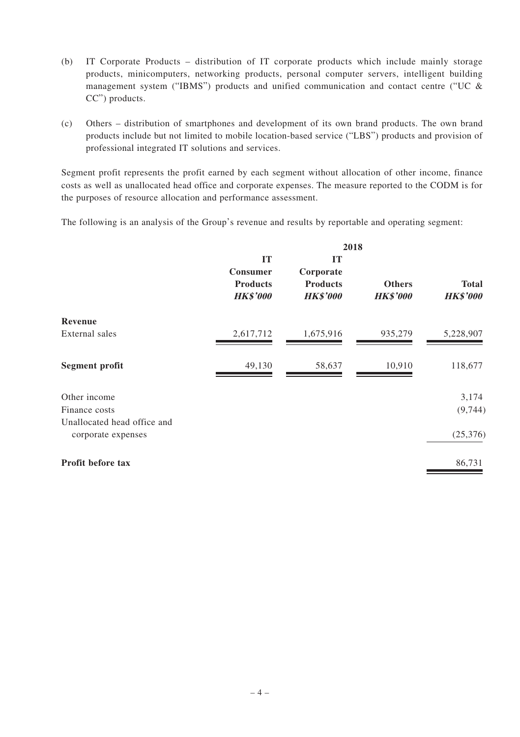(b) IT Corporate Products – distribution of IT corporate products which include mainly storage products, minicomputers, networking products, personal computer servers, intelligent building management system ("IBMS") products and unified communication and contact centre ("UC & CC") products.

(c) Others – distribution of smartphones and development of its own brand products. The own brand products include but not limited to mobile location-based service ("LBS") products and provision of professional integrated IT solutions and services.

Segment profit represents the profit earned by each segment without allocation of other income, finance costs as well as unallocated head office and corporate expenses. The measure reported to the CODM is for the purposes of resource allocation and performance assessment.

The following is an analysis of the Group's revenue and results by reportable and operating segment:

| | 2018 | | | |
|---|---|---|---|---|
| | **IT Consumer Products** | **IT Corporate Products** | **Others** | **Total** |
| | ***HK$'000*** | ***HK$'000*** | ***HK$'000*** | ***HK$'000*** |
| **Revenue** | | | | |
| External sales | 2,617,712 | 1,675,916 | 935,279 | 5,228,907 |
| **Segment profit** | 49,130 | 58,637 | 10,910 | 118,677 |
| Other income | | | | 3,174 |
| Finance costs | | | | (9,744) |
| Unallocated head office and corporate expenses | | | | (25,376) |
| **Profit before tax** | | | | 86,731 |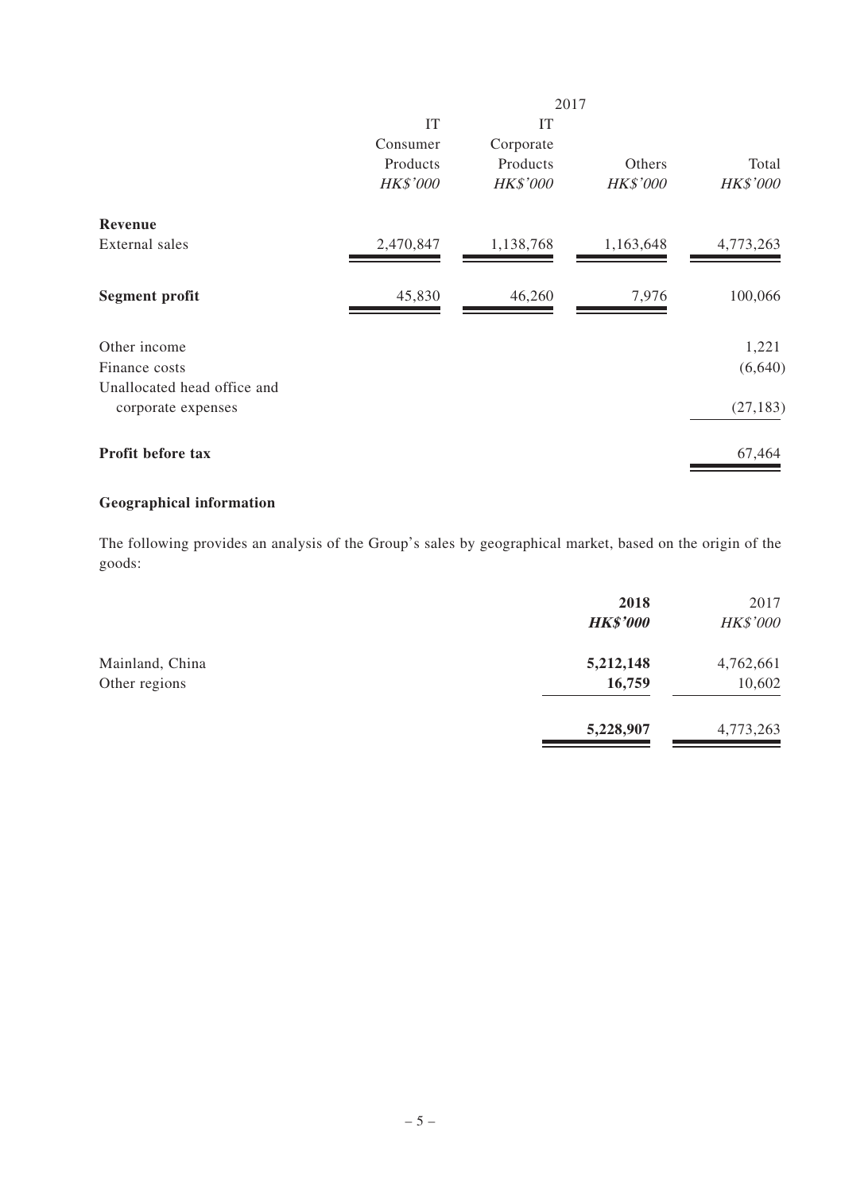| | 2017 | | | |
|---|---|---|---|---|
| | IT Consumer Products | IT Corporate Products | Others | Total |
| | *HK$'000* | *HK$'000* | *HK$'000* | *HK$'000* |
| **Revenue** | | | | |
| External sales | 2,470,847 | 1,138,768 | 1,163,648 | 4,773,263 |
| **Segment profit** | 45,830 | 46,260 | 7,976 | 100,066 |
| Other income | | | | 1,221 |
| Finance costs | | | | (6,640) |
| Unallocated head office and corporate expenses | | | | (27,183) |
| **Profit before tax** | | | | 67,464 |

**Geographical information**

The following provides an analysis of the Group's sales by geographical market, based on the origin of the goods:

| | **2018** | 2017 |
|---|---|---|
| | ***HK$'000*** | *HK$'000* |
| Mainland, China | **5,212,148** | 4,762,661 |
| Other regions | **16,759** | 10,602 |
| | **5,228,907** | 4,773,263 |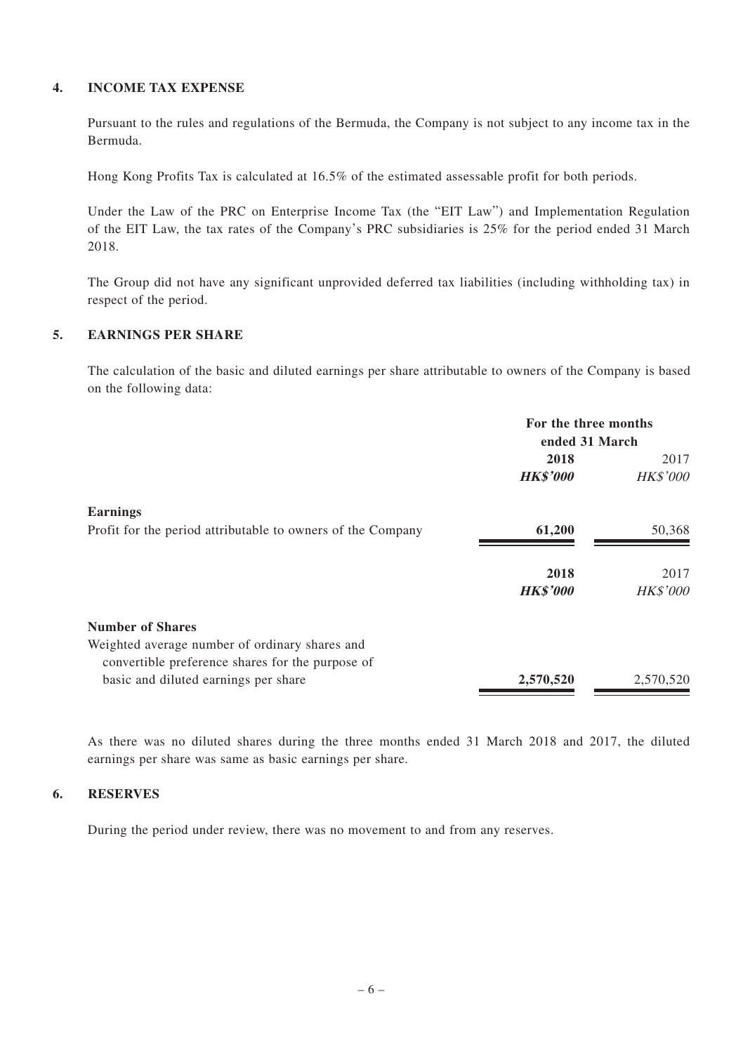## 4. INCOME TAX EXPENSE

Pursuant to the rules and regulations of the Bermuda, the Company is not subject to any income tax in the Bermuda.

Hong Kong Profits Tax is calculated at 16.5% of the estimated assessable profit for both periods.

Under the Law of the PRC on Enterprise Income Tax (the "EIT Law") and Implementation Regulation of the EIT Law, the tax rates of the Company's PRC subsidiaries is 25% for the period ended 31 March 2018.

The Group did not have any significant unprovided deferred tax liabilities (including withholding tax) in respect of the period.

## 5. EARNINGS PER SHARE

The calculation of the basic and diluted earnings per share attributable to owners of the Company is based on the following data:

| | For the three months ended 31 March | |
|---|---|---|
| | **2018** | 2017 |
| | ***HK$'000*** | *HK$'000* |
| **Earnings** | | |
| Profit for the period attributable to owners of the Company | **61,200** | 50,368 |
| | **2018** | 2017 |
| | ***HK$'000*** | *HK$'000* |
| **Number of Shares** | | |
| Weighted average number of ordinary shares and convertible preference shares for the purpose of basic and diluted earnings per share | **2,570,520** | 2,570,520 |

As there was no diluted shares during the three months ended 31 March 2018 and 2017, the diluted earnings per share was same as basic earnings per share.

## 6. RESERVES

During the period under review, there was no movement to and from any reserves.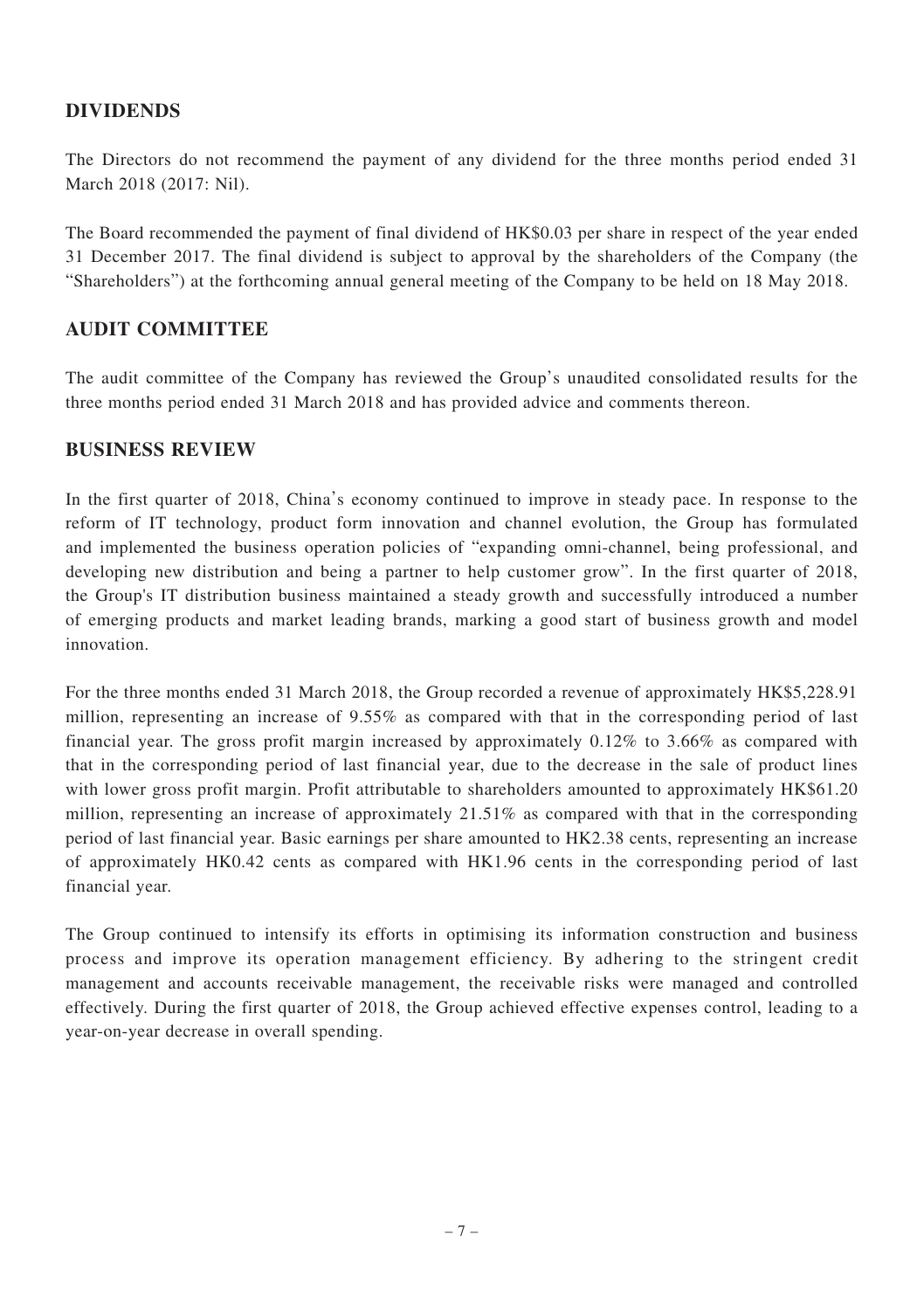## DIVIDENDS

The Directors do not recommend the payment of any dividend for the three months period ended 31 March 2018 (2017: Nil).

The Board recommended the payment of final dividend of HK$0.03 per share in respect of the year ended 31 December 2017. The final dividend is subject to approval by the shareholders of the Company (the "Shareholders") at the forthcoming annual general meeting of the Company to be held on 18 May 2018.

## AUDIT COMMITTEE

The audit committee of the Company has reviewed the Group's unaudited consolidated results for the three months period ended 31 March 2018 and has provided advice and comments thereon.

## BUSINESS REVIEW

In the first quarter of 2018, China's economy continued to improve in steady pace. In response to the reform of IT technology, product form innovation and channel evolution, the Group has formulated and implemented the business operation policies of "expanding omni-channel, being professional, and developing new distribution and being a partner to help customer grow". In the first quarter of 2018, the Group's IT distribution business maintained a steady growth and successfully introduced a number of emerging products and market leading brands, marking a good start of business growth and model innovation.

For the three months ended 31 March 2018, the Group recorded a revenue of approximately HK$5,228.91 million, representing an increase of 9.55% as compared with that in the corresponding period of last financial year. The gross profit margin increased by approximately 0.12% to 3.66% as compared with that in the corresponding period of last financial year, due to the decrease in the sale of product lines with lower gross profit margin. Profit attributable to shareholders amounted to approximately HK$61.20 million, representing an increase of approximately 21.51% as compared with that in the corresponding period of last financial year. Basic earnings per share amounted to HK2.38 cents, representing an increase of approximately HK0.42 cents as compared with HK1.96 cents in the corresponding period of last financial year.

The Group continued to intensify its efforts in optimising its information construction and business process and improve its operation management efficiency. By adhering to the stringent credit management and accounts receivable management, the receivable risks were managed and controlled effectively. During the first quarter of 2018, the Group achieved effective expenses control, leading to a year-on-year decrease in overall spending.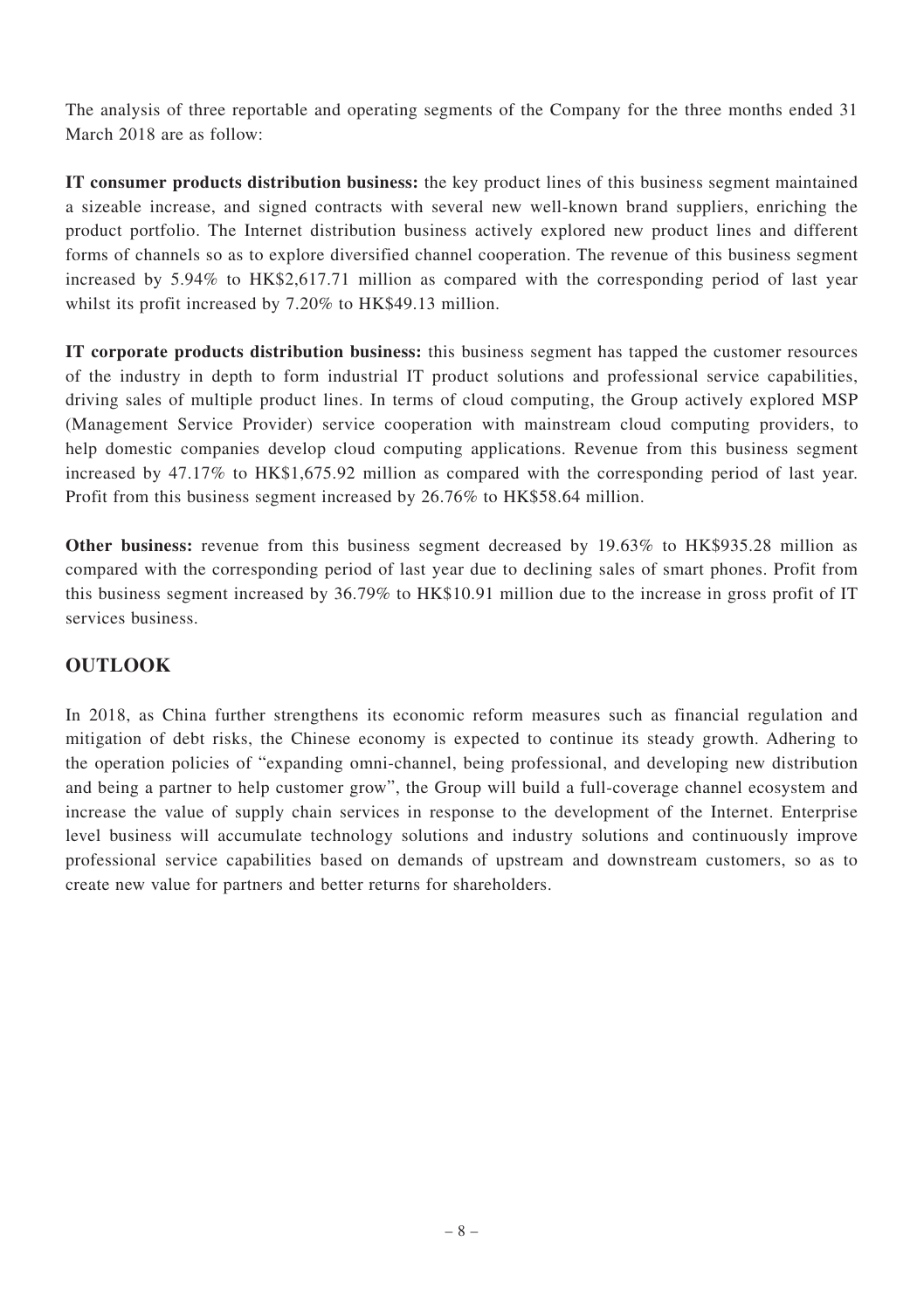The analysis of three reportable and operating segments of the Company for the three months ended 31 March 2018 are as follow:

**IT consumer products distribution business:** the key product lines of this business segment maintained a sizeable increase, and signed contracts with several new well-known brand suppliers, enriching the product portfolio. The Internet distribution business actively explored new product lines and different forms of channels so as to explore diversified channel cooperation. The revenue of this business segment increased by 5.94% to HK$2,617.71 million as compared with the corresponding period of last year whilst its profit increased by 7.20% to HK$49.13 million.

**IT corporate products distribution business:** this business segment has tapped the customer resources of the industry in depth to form industrial IT product solutions and professional service capabilities, driving sales of multiple product lines. In terms of cloud computing, the Group actively explored MSP (Management Service Provider) service cooperation with mainstream cloud computing providers, to help domestic companies develop cloud computing applications. Revenue from this business segment increased by 47.17% to HK$1,675.92 million as compared with the corresponding period of last year. Profit from this business segment increased by 26.76% to HK$58.64 million.

**Other business:** revenue from this business segment decreased by 19.63% to HK$935.28 million as compared with the corresponding period of last year due to declining sales of smart phones. Profit from this business segment increased by 36.79% to HK$10.91 million due to the increase in gross profit of IT services business.

## OUTLOOK

In 2018, as China further strengthens its economic reform measures such as financial regulation and mitigation of debt risks, the Chinese economy is expected to continue its steady growth. Adhering to the operation policies of "expanding omni-channel, being professional, and developing new distribution and being a partner to help customer grow", the Group will build a full-coverage channel ecosystem and increase the value of supply chain services in response to the development of the Internet. Enterprise level business will accumulate technology solutions and industry solutions and continuously improve professional service capabilities based on demands of upstream and downstream customers, so as to create new value for partners and better returns for shareholders.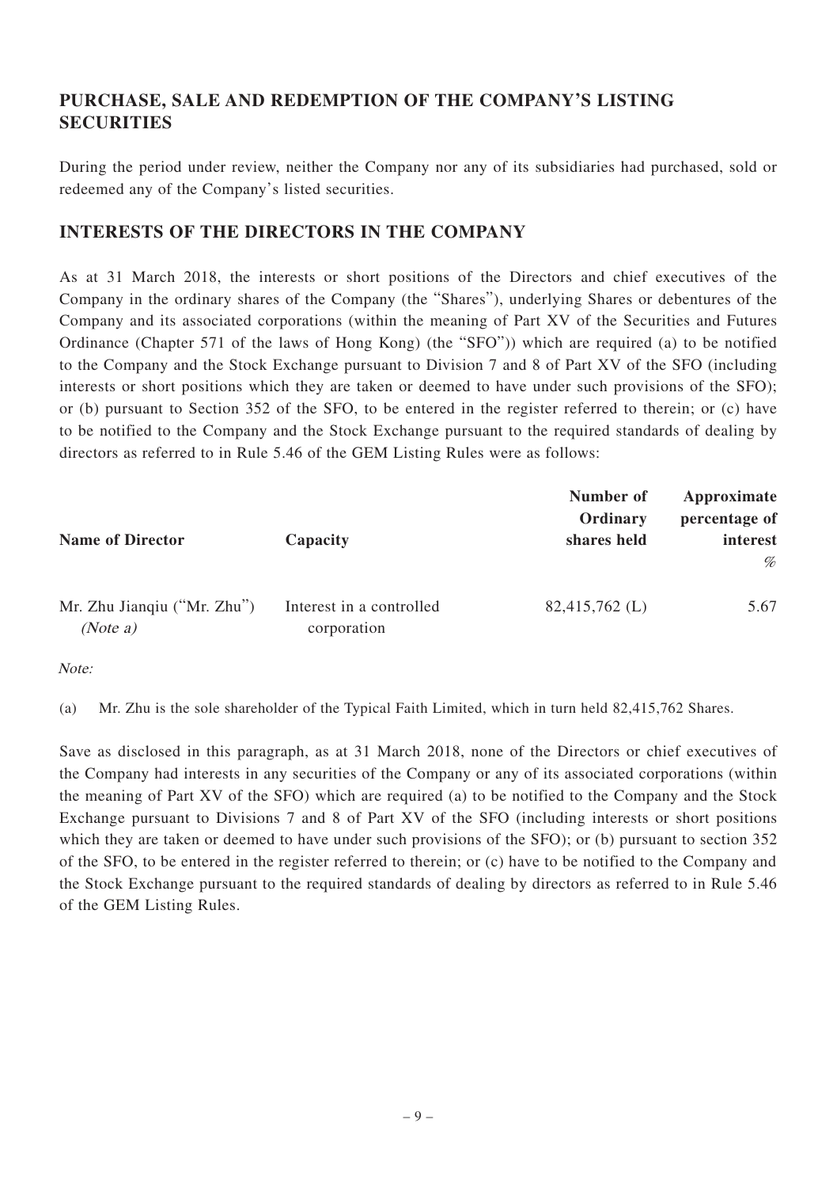## PURCHASE, SALE AND REDEMPTION OF THE COMPANY'S LISTING SECURITIES

During the period under review, neither the Company nor any of its subsidiaries had purchased, sold or redeemed any of the Company's listed securities.

## INTERESTS OF THE DIRECTORS IN THE COMPANY

As at 31 March 2018, the interests or short positions of the Directors and chief executives of the Company in the ordinary shares of the Company (the "Shares"), underlying Shares or debentures of the Company and its associated corporations (within the meaning of Part XV of the Securities and Futures Ordinance (Chapter 571 of the laws of Hong Kong) (the "SFO")) which are required (a) to be notified to the Company and the Stock Exchange pursuant to Division 7 and 8 of Part XV of the SFO (including interests or short positions which they are taken or deemed to have under such provisions of the SFO); or (b) pursuant to Section 352 of the SFO, to be entered in the register referred to therein; or (c) have to be notified to the Company and the Stock Exchange pursuant to the required standards of dealing by directors as referred to in Rule 5.46 of the GEM Listing Rules were as follows:

| Name of Director | Capacity | Number of Ordinary shares held | Approximate percentage of interest % |
|---|---|---|---|
| Mr. Zhu Jianqiu ("Mr. Zhu") *(Note a)* | Interest in a controlled corporation | 82,415,762 (L) | 5.67 |

*Note:*

(a) Mr. Zhu is the sole shareholder of the Typical Faith Limited, which in turn held 82,415,762 Shares.

Save as disclosed in this paragraph, as at 31 March 2018, none of the Directors or chief executives of the Company had interests in any securities of the Company or any of its associated corporations (within the meaning of Part XV of the SFO) which are required (a) to be notified to the Company and the Stock Exchange pursuant to Divisions 7 and 8 of Part XV of the SFO (including interests or short positions which they are taken or deemed to have under such provisions of the SFO); or (b) pursuant to section 352 of the SFO, to be entered in the register referred to therein; or (c) have to be notified to the Company and the Stock Exchange pursuant to the required standards of dealing by directors as referred to in Rule 5.46 of the GEM Listing Rules.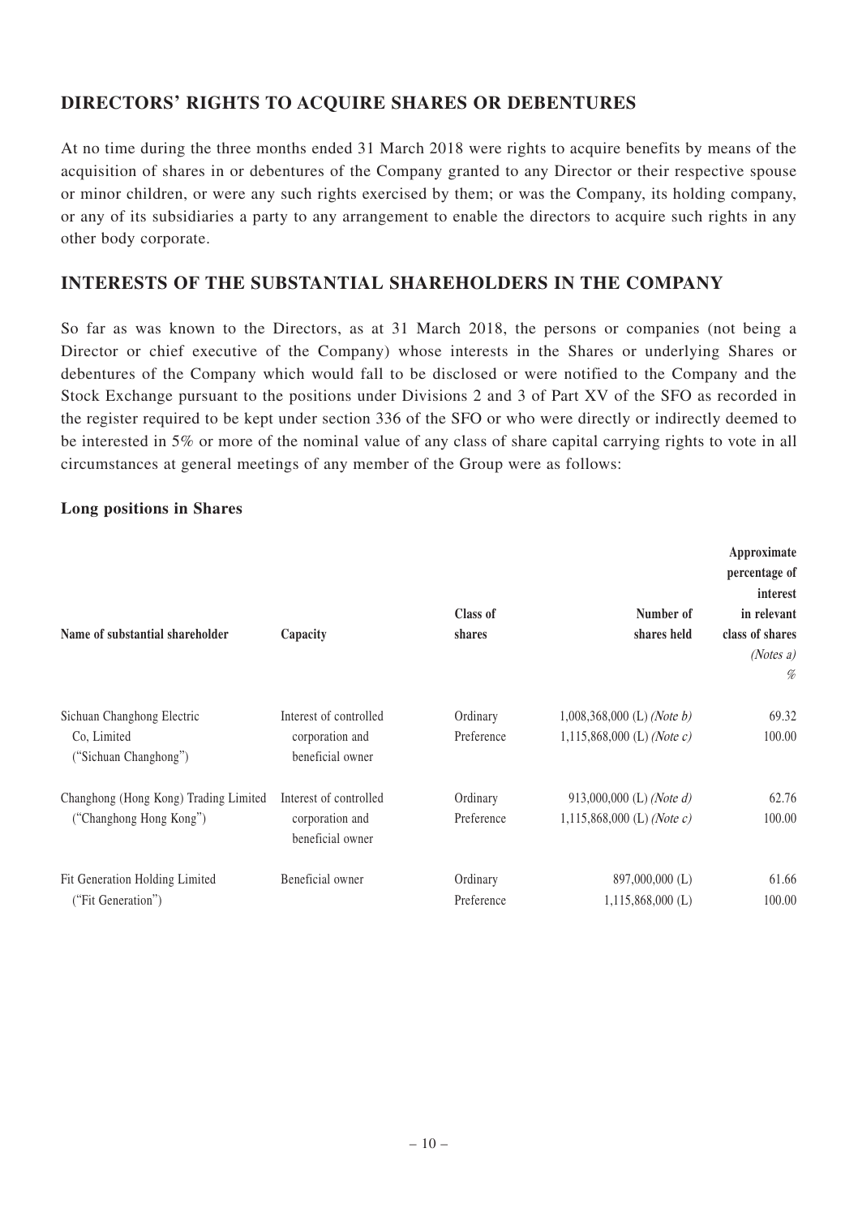## DIRECTORS' RIGHTS TO ACQUIRE SHARES OR DEBENTURES

At no time during the three months ended 31 March 2018 were rights to acquire benefits by means of the acquisition of shares in or debentures of the Company granted to any Director or their respective spouse or minor children, or were any such rights exercised by them; or was the Company, its holding company, or any of its subsidiaries a party to any arrangement to enable the directors to acquire such rights in any other body corporate.

## INTERESTS OF THE SUBSTANTIAL SHAREHOLDERS IN THE COMPANY

So far as was known to the Directors, as at 31 March 2018, the persons or companies (not being a Director or chief executive of the Company) whose interests in the Shares or underlying Shares or debentures of the Company which would fall to be disclosed or were notified to the Company and the Stock Exchange pursuant to the positions under Divisions 2 and 3 of Part XV of the SFO as recorded in the register required to be kept under section 336 of the SFO or who were directly or indirectly deemed to be interested in 5% or more of the nominal value of any class of share capital carrying rights to vote in all circumstances at general meetings of any member of the Group were as follows:

**Long positions in Shares**

| Name of substantial shareholder | Capacity | Class of shares | Number of shares held | Approximate percentage of interest in relevant class of shares *(Notes a)* % |
|---|---|---|---|---|
| Sichuan Changhong Electric Co, Limited ("Sichuan Changhong") | Interest of controlled corporation and beneficial owner | Ordinary | 1,008,368,000 (L) *(Note b)* | 69.32 |
| | | Preference | 1,115,868,000 (L) *(Note c)* | 100.00 |
| Changhong (Hong Kong) Trading Limited ("Changhong Hong Kong") | Interest of controlled corporation and beneficial owner | Ordinary | 913,000,000 (L) *(Note d)* | 62.76 |
| | | Preference | 1,115,868,000 (L) *(Note c)* | 100.00 |
| Fit Generation Holding Limited ("Fit Generation") | Beneficial owner | Ordinary | 897,000,000 (L) | 61.66 |
| | | Preference | 1,115,868,000 (L) | 100.00 |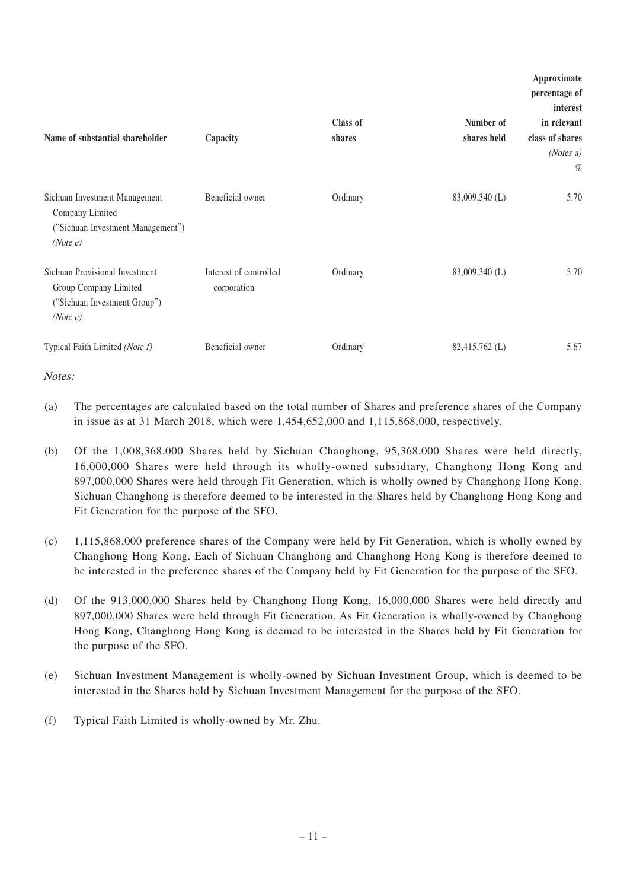| Name of substantial shareholder | Capacity | Class of shares | Number of shares held | Approximate percentage of interest in relevant class of shares *(Notes a)* % |
|---|---|---|---|---|
| Sichuan Investment Management Company Limited ("Sichuan Investment Management") *(Note e)* | Beneficial owner | Ordinary | 83,009,340 (L) | 5.70 |
| Sichuan Provisional Investment Group Company Limited ("Sichuan Investment Group") *(Note e)* | Interest of controlled corporation | Ordinary | 83,009,340 (L) | 5.70 |
| Typical Faith Limited *(Note f)* | Beneficial owner | Ordinary | 82,415,762 (L) | 5.67 |

*Notes:*

(a) The percentages are calculated based on the total number of Shares and preference shares of the Company in issue as at 31 March 2018, which were 1,454,652,000 and 1,115,868,000, respectively.

(b) Of the 1,008,368,000 Shares held by Sichuan Changhong, 95,368,000 Shares were held directly, 16,000,000 Shares were held through its wholly-owned subsidiary, Changhong Hong Kong and 897,000,000 Shares were held through Fit Generation, which is wholly owned by Changhong Hong Kong. Sichuan Changhong is therefore deemed to be interested in the Shares held by Changhong Hong Kong and Fit Generation for the purpose of the SFO.

(c) 1,115,868,000 preference shares of the Company were held by Fit Generation, which is wholly owned by Changhong Hong Kong. Each of Sichuan Changhong and Changhong Hong Kong is therefore deemed to be interested in the preference shares of the Company held by Fit Generation for the purpose of the SFO.

(d) Of the 913,000,000 Shares held by Changhong Hong Kong, 16,000,000 Shares were held directly and 897,000,000 Shares were held through Fit Generation. As Fit Generation is wholly-owned by Changhong Hong Kong, Changhong Hong Kong is deemed to be interested in the Shares held by Fit Generation for the purpose of the SFO.

(e) Sichuan Investment Management is wholly-owned by Sichuan Investment Group, which is deemed to be interested in the Shares held by Sichuan Investment Management for the purpose of the SFO.

(f) Typical Faith Limited is wholly-owned by Mr. Zhu.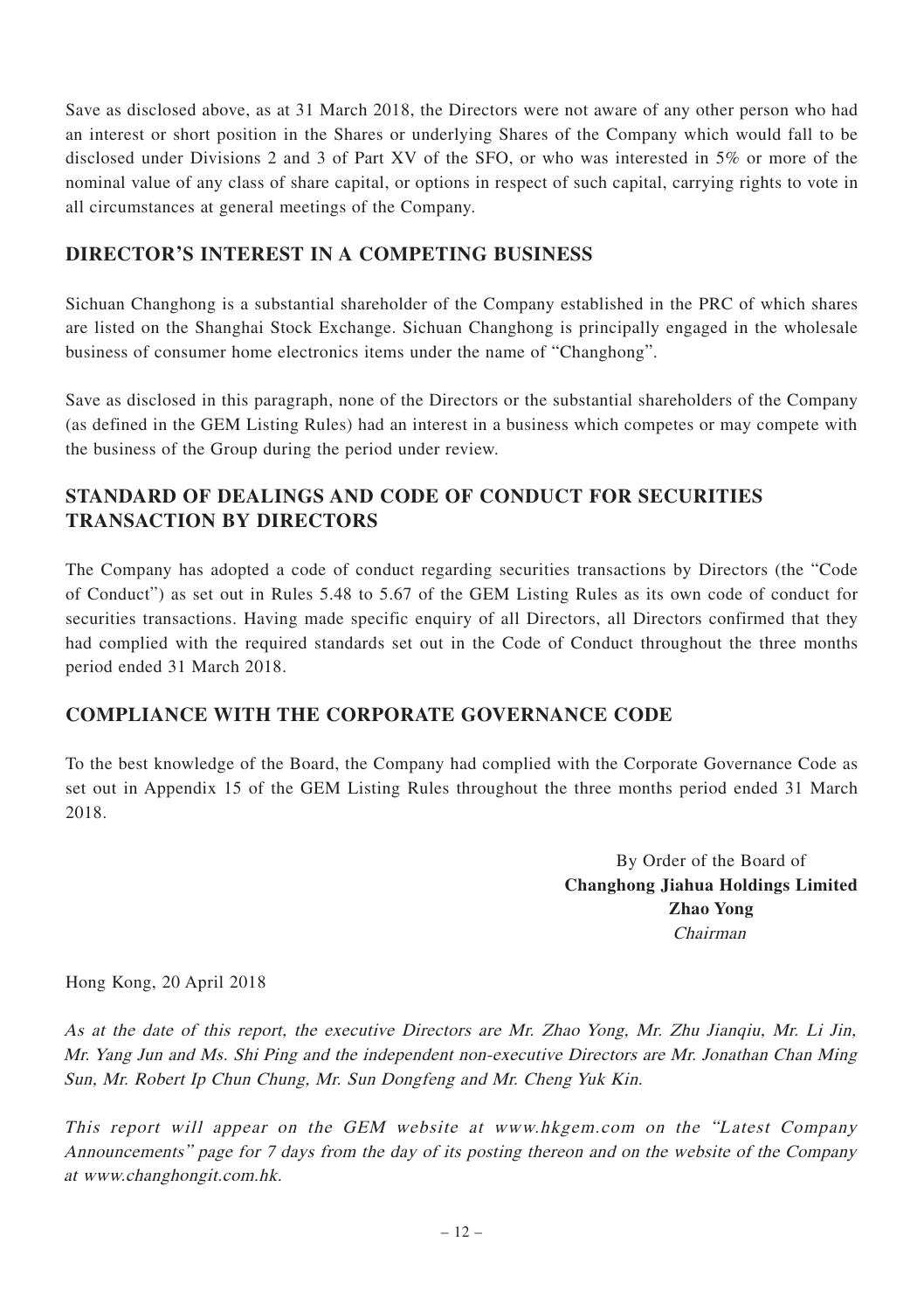Save as disclosed above, as at 31 March 2018, the Directors were not aware of any other person who had an interest or short position in the Shares or underlying Shares of the Company which would fall to be disclosed under Divisions 2 and 3 of Part XV of the SFO, or who was interested in 5% or more of the nominal value of any class of share capital, or options in respect of such capital, carrying rights to vote in all circumstances at general meetings of the Company.

## DIRECTOR'S INTEREST IN A COMPETING BUSINESS

Sichuan Changhong is a substantial shareholder of the Company established in the PRC of which shares are listed on the Shanghai Stock Exchange. Sichuan Changhong is principally engaged in the wholesale business of consumer home electronics items under the name of "Changhong".

Save as disclosed in this paragraph, none of the Directors or the substantial shareholders of the Company (as defined in the GEM Listing Rules) had an interest in a business which competes or may compete with the business of the Group during the period under review.

## STANDARD OF DEALINGS AND CODE OF CONDUCT FOR SECURITIES TRANSACTION BY DIRECTORS

The Company has adopted a code of conduct regarding securities transactions by Directors (the "Code of Conduct") as set out in Rules 5.48 to 5.67 of the GEM Listing Rules as its own code of conduct for securities transactions. Having made specific enquiry of all Directors, all Directors confirmed that they had complied with the required standards set out in the Code of Conduct throughout the three months period ended 31 March 2018.

## COMPLIANCE WITH THE CORPORATE GOVERNANCE CODE

To the best knowledge of the Board, the Company had complied with the Corporate Governance Code as set out in Appendix 15 of the GEM Listing Rules throughout the three months period ended 31 March 2018.

By Order of the Board of
**Changhong Jiahua Holdings Limited**
**Zhao Yong**
*Chairman*

Hong Kong, 20 April 2018

*As at the date of this report, the executive Directors are Mr. Zhao Yong, Mr. Zhu Jianqiu, Mr. Li Jin, Mr. Yang Jun and Ms. Shi Ping and the independent non-executive Directors are Mr. Jonathan Chan Ming Sun, Mr. Robert Ip Chun Chung, Mr. Sun Dongfeng and Mr. Cheng Yuk Kin.*

*This report will appear on the GEM website at www.hkgem.com on the "Latest Company Announcements" page for 7 days from the day of its posting thereon and on the website of the Company at www.changhongit.com.hk.*